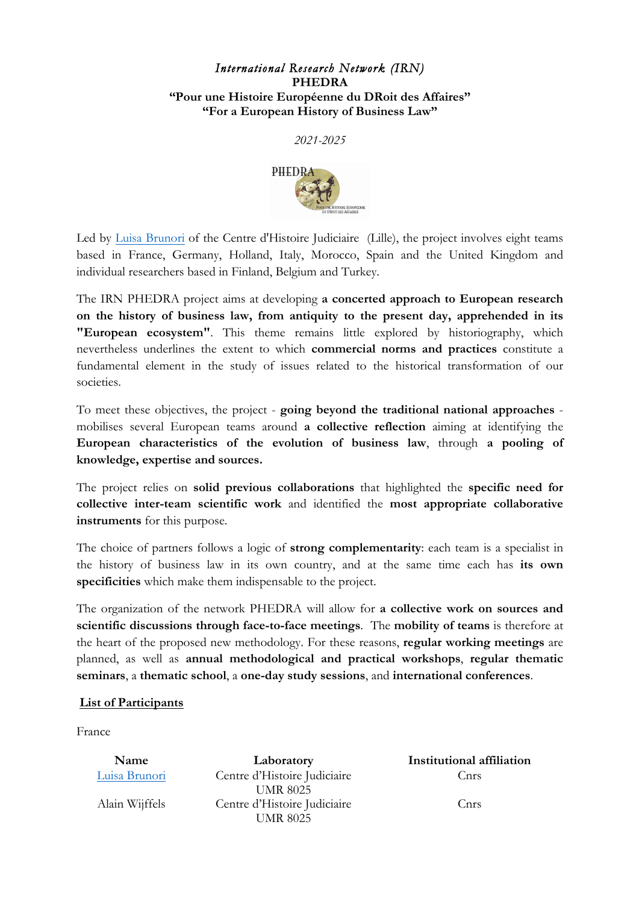*International Research Network (IRN)*
**PHEDRA**
**"Pour une Histoire Européenne du DRoit des Affaires"**
**"For a European History of Business Law"**

*2021-2025*

Led by Luisa Brunori of the Centre d'Histoire Judiciaire (Lille), the project involves eight teams based in France, Germany, Holland, Italy, Morocco, Spain and the United Kingdom and individual researchers based in Finland, Belgium and Turkey.

The IRN PHEDRA project aims at developing **a concerted approach to European research on the history of business law, from antiquity to the present day, apprehended in its "European ecosystem"**. This theme remains little explored by historiography, which nevertheless underlines the extent to which **commercial norms and practices** constitute a fundamental element in the study of issues related to the historical transformation of our societies.

To meet these objectives, the project - **going beyond the traditional national approaches** - mobilises several European teams around **a collective reflection** aiming at identifying the **European characteristics of the evolution of business law**, through **a pooling of knowledge, expertise and sources.**

The project relies on **solid previous collaborations** that highlighted the **specific need for collective inter-team scientific work** and identified the **most appropriate collaborative instruments** for this purpose.

The choice of partners follows a logic of **strong complementarity**: each team is a specialist in the history of business law in its own country, and at the same time each has **its own specificities** which make them indispensable to the project.

The organization of the network PHEDRA will allow for **a collective work on sources and scientific discussions through face-to-face meetings**. The **mobility of teams** is therefore at the heart of the proposed new methodology. For these reasons, **regular working meetings** are planned, as well as **annual methodological and practical workshops**, **regular thematic seminars**, a **thematic school**, a **one-day study sessions**, and **international conferences**.

**List of Participants**

France

| Name | Laboratory | Institutional affiliation |
|---|---|---|
| Luisa Brunori | Centre d'Histoire Judiciaire UMR 8025 | Cnrs |
| Alain Wijffels | Centre d'Histoire Judiciaire UMR 8025 | Cnrs |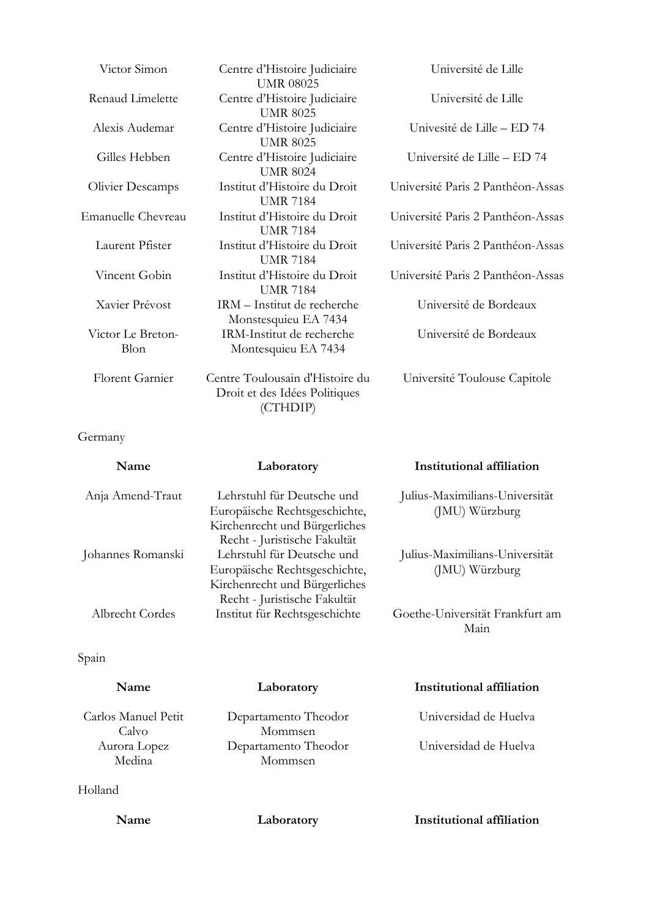| | | |
|---|---|---|
| Victor Simon | Centre d'Histoire Judiciaire UMR 08025 | Université de Lille |
| Renaud Limelette | Centre d'Histoire Judiciaire UMR 8025 | Université de Lille |
| Alexis Audemar | Centre d'Histoire Judiciaire UMR 8025 | Univesité de Lille – ED 74 |
| Gilles Hebben | Centre d'Histoire Judiciaire UMR 8024 | Université de Lille – ED 74 |
| Olivier Descamps | Institut d'Histoire du Droit UMR 7184 | Université Paris 2 Panthéon-Assas |
| Emanuelle Chevreau | Institut d'Histoire du Droit UMR 7184 | Université Paris 2 Panthéon-Assas |
| Laurent Pfister | Institut d'Histoire du Droit UMR 7184 | Université Paris 2 Panthéon-Assas |
| Vincent Gobin | Institut d'Histoire du Droit UMR 7184 | Université Paris 2 Panthéon-Assas |
| Xavier Prévost | IRM – Institut de recherche Monstesquieu EA 7434 | Université de Bordeaux |
| Victor Le Breton-Blon | IRM-Institut de recherche Montesquieu EA 7434 | Université de Bordeaux |
| Florent Garnier | Centre Toulousain d'Histoire du Droit et des Idées Politiques (CTHDIP) | Université Toulouse Capitole |

Germany

| Name | Laboratory | Institutional affiliation |
|---|---|---|
| Anja Amend-Traut | Lehrstuhl für Deutsche und Europäische Rechtsgeschichte, Kirchenrecht und Bürgerliches Recht - Juristische Fakultät | Julius-Maximilians-Universität (JMU) Würzburg |
| Johannes Romanski | Lehrstuhl für Deutsche und Europäische Rechtsgeschichte, Kirchenrecht und Bürgerliches Recht - Juristische Fakultät | Julius-Maximilians-Universität (JMU) Würzburg |
| Albrecht Cordes | Institut für Rechtsgeschichte | Goethe-Universität Frankfurt am Main |

Spain

| Name | Laboratory | Institutional affiliation |
|---|---|---|
| Carlos Manuel Petit Calvo | Departamento Theodor Mommsen | Universidad de Huelva |
| Aurora Lopez Medina | Departamento Theodor Mommsen | Universidad de Huelva |

Holland

| Name | Laboratory | Institutional affiliation |
|---|---|---|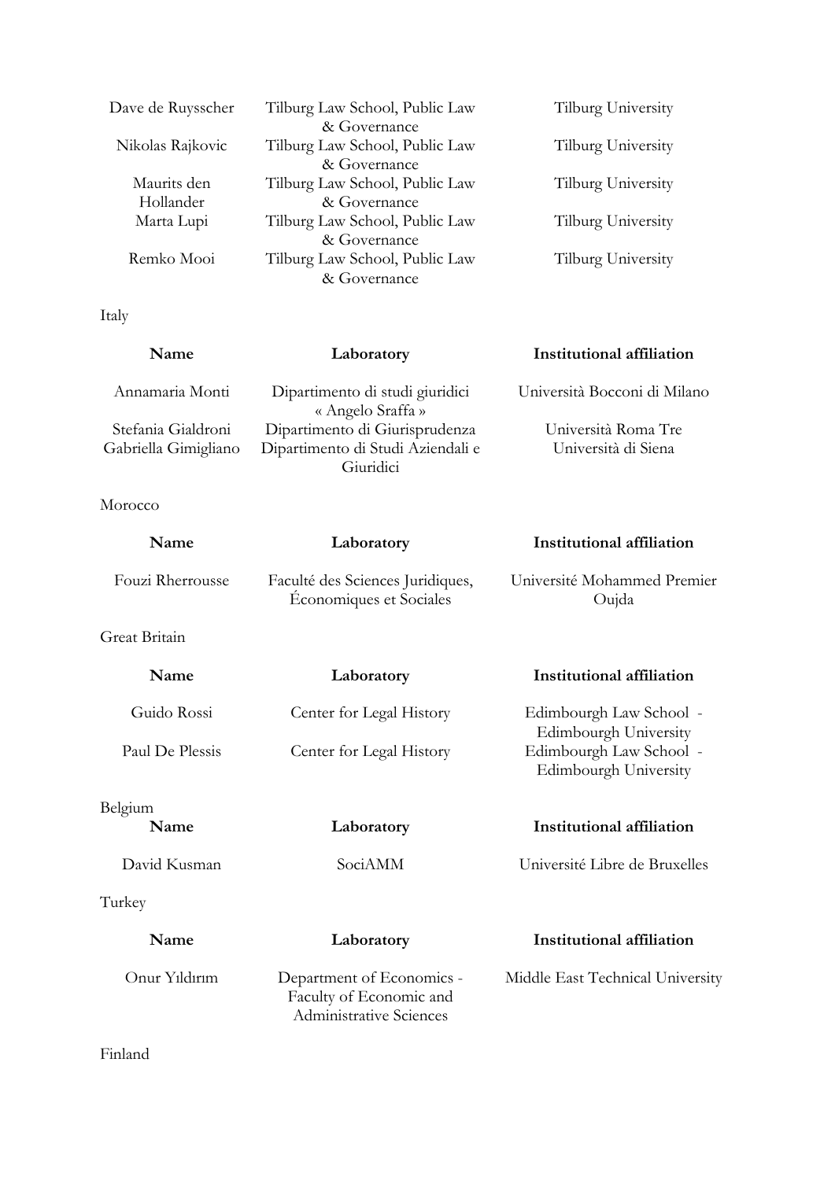| | | |
|---|---|---|
| Dave de Ruysscher | Tilburg Law School, Public Law & Governance | Tilburg University |
| Nikolas Rajkovic | Tilburg Law School, Public Law & Governance | Tilburg University |
| Maurits den Hollander | Tilburg Law School, Public Law & Governance | Tilburg University |
| Marta Lupi | Tilburg Law School, Public Law & Governance | Tilburg University |
| Remko Mooi | Tilburg Law School, Public Law & Governance | Tilburg University |

Italy

| Name | Laboratory | Institutional affiliation |
|---|---|---|
| Annamaria Monti | Dipartimento di studi giuridici « Angelo Sraffa » | Università Bocconi di Milano |
| Stefania Gialdroni | Dipartimento di Giurisprudenza | Università Roma Tre |
| Gabriella Gimigliano | Dipartimento di Studi Aziendali e Giuridici | Università di Siena |

Morocco

| Name | Laboratory | Institutional affiliation |
|---|---|---|
| Fouzi Rherrousse | Faculté des Sciences Juridiques, Économiques et Sociales | Université Mohammed Premier Oujda |

Great Britain

| Name | Laboratory | Institutional affiliation |
|---|---|---|
| Guido Rossi | Center for Legal History | Edimbourgh Law School - Edimbourgh University |
| Paul De Plessis | Center for Legal History | Edimbourgh Law School - Edimbourgh University |

Belgium

| Name | Laboratory | Institutional affiliation |
|---|---|---|
| David Kusman | SociAMM | Université Libre de Bruxelles |

Turkey

| Name | Laboratory | Institutional affiliation |
|---|---|---|
| Onur Yıldırım | Department of Economics - Faculty of Economic and Administrative Sciences | Middle East Technical University |

Finland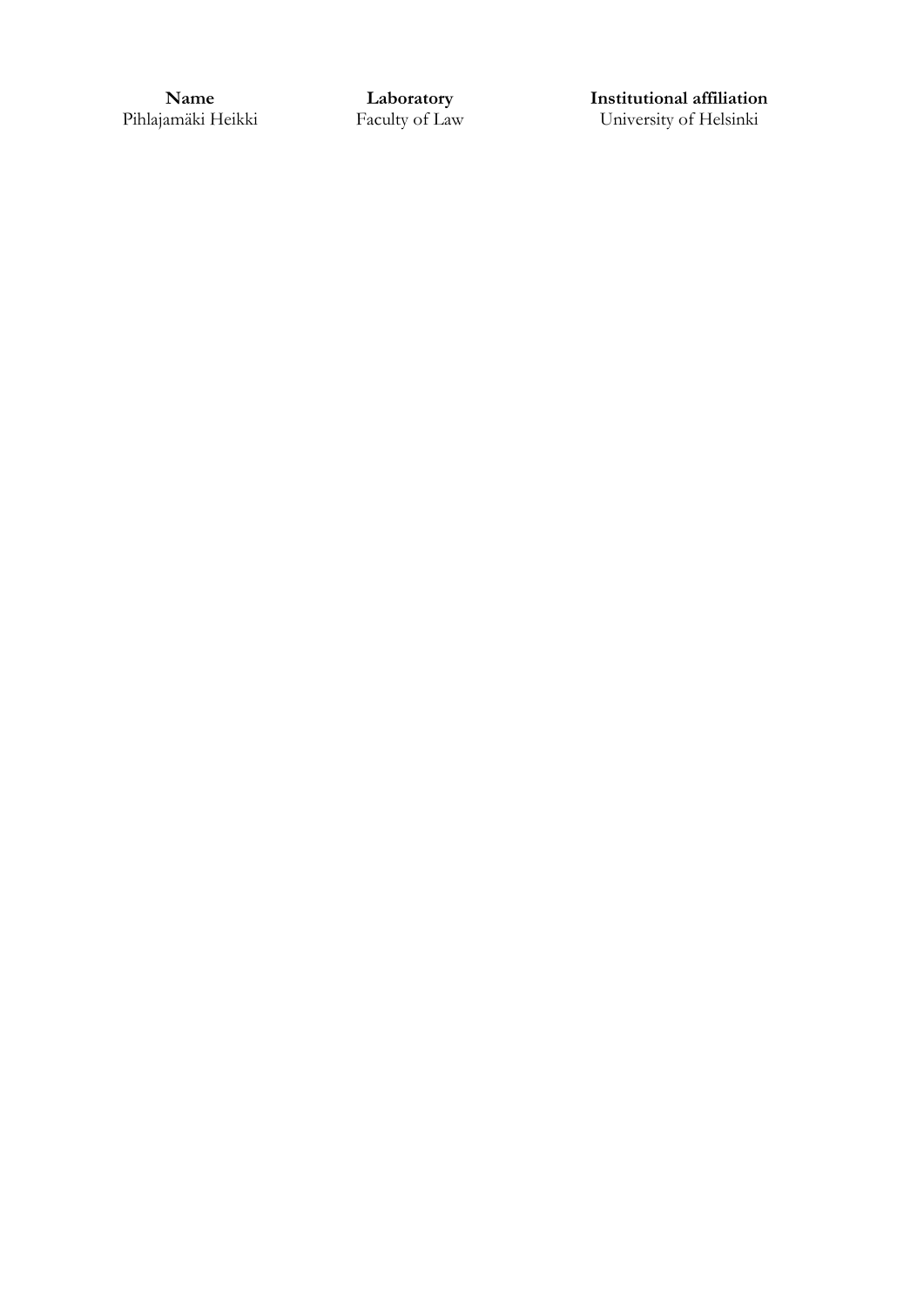| Name | Laboratory | Institutional affiliation |
| --- | --- | --- |
| Pihlajamäki Heikki | Faculty of Law | University of Helsinki |